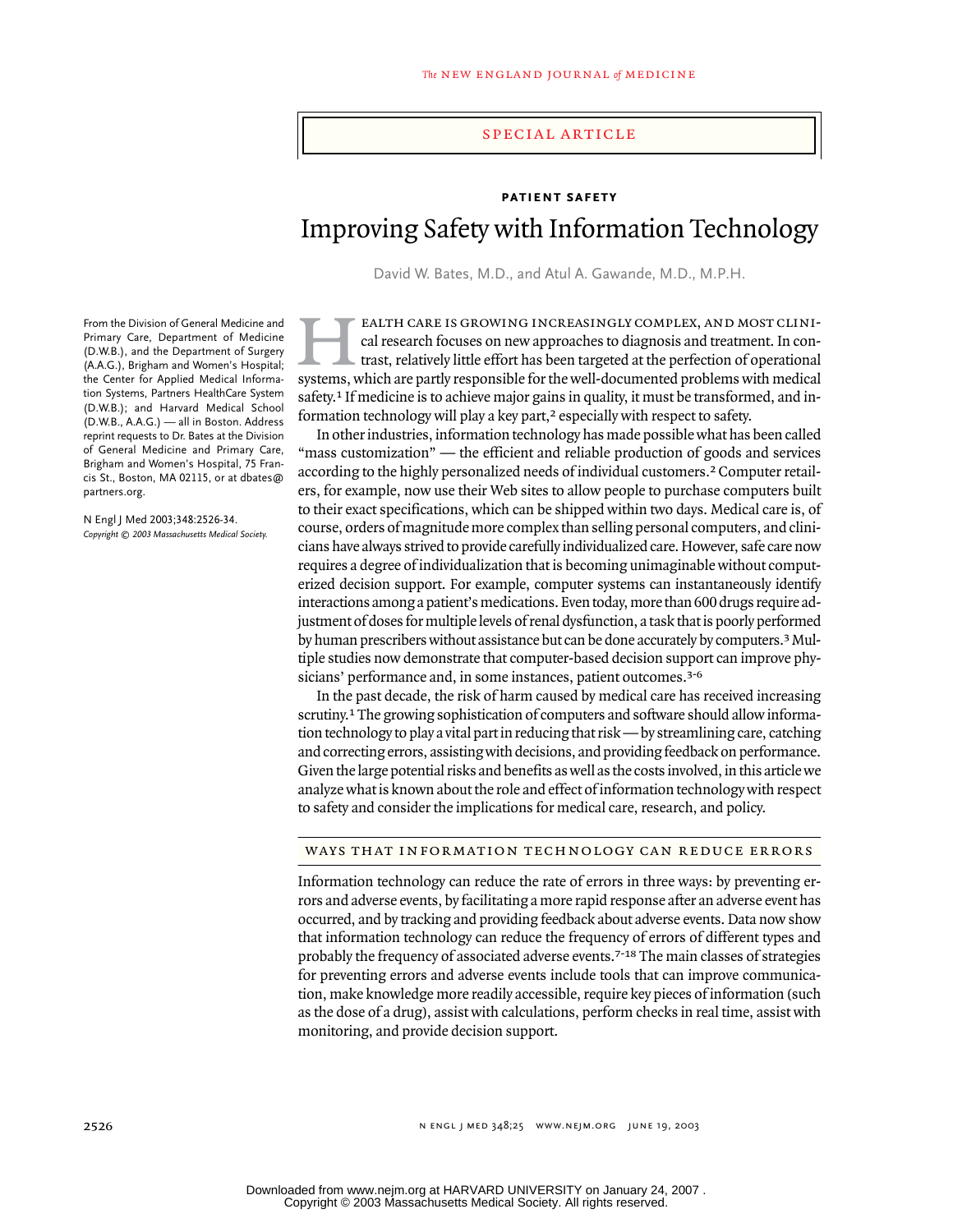SPECIAL ARTICLE

**PATIENT SAFETY**

# Improving Safety with Information Technology

David W. Bates, M.D., and Atul A. Gawande, M.D., M.P.H.

From the Division of General Medicine and Primary Care, Department of Medicine (D.W.B.), and the Department of Surgery (A.A.G.), Brigham and Women's Hospital; the Center for Applied Medical Information Systems, Partners HealthCare System (D.W.B.); and Harvard Medical School (D.W.B., A.A.G.) — all in Boston. Address reprint requests to Dr. Bates at the Division of General Medicine and Primary Care, Brigham and Women's Hospital, 75 Francis St., Boston, MA 02115, or at dbates@partners.org.

N Engl J Med 2003;348:2526-34.
*Copyright © 2003 Massachusetts Medical Society.*

Health care is growing increasingly complex, and most clinical research focuses on new approaches to diagnosis and treatment. In contrast, relatively little effort has been targeted at the perfection of operational systems, which are partly responsible for the well-documented problems with medical safety.[1] If medicine is to achieve major gains in quality, it must be transformed, and information technology will play a key part,[2] especially with respect to safety.

In other industries, information technology has made possible what has been called "mass customization" — the efficient and reliable production of goods and services according to the highly personalized needs of individual customers.[2] Computer retailers, for example, now use their Web sites to allow people to purchase computers built to their exact specifications, which can be shipped within two days. Medical care is, of course, orders of magnitude more complex than selling personal computers, and clinicians have always strived to provide carefully individualized care. However, safe care now requires a degree of individualization that is becoming unimaginable without computerized decision support. For example, computer systems can instantaneously identify interactions among a patient's medications. Even today, more than 600 drugs require adjustment of doses for multiple levels of renal dysfunction, a task that is poorly performed by human prescribers without assistance but can be done accurately by computers.[3] Multiple studies now demonstrate that computer-based decision support can improve physicians' performance and, in some instances, patient outcomes.[3-6]

In the past decade, the risk of harm caused by medical care has received increasing scrutiny.[1] The growing sophistication of computers and software should allow information technology to play a vital part in reducing that risk — by streamlining care, catching and correcting errors, assisting with decisions, and providing feedback on performance. Given the large potential risks and benefits as well as the costs involved, in this article we analyze what is known about the role and effect of information technology with respect to safety and consider the implications for medical care, research, and policy.

## WAYS THAT INFORMATION TECHNOLOGY CAN REDUCE ERRORS

Information technology can reduce the rate of errors in three ways: by preventing errors and adverse events, by facilitating a more rapid response after an adverse event has occurred, and by tracking and providing feedback about adverse events. Data now show that information technology can reduce the frequency of errors of different types and probably the frequency of associated adverse events.[7-18] The main classes of strategies for preventing errors and adverse events include tools that can improve communication, make knowledge more readily accessible, require key pieces of information (such as the dose of a drug), assist with calculations, perform checks in real time, assist with monitoring, and provide decision support.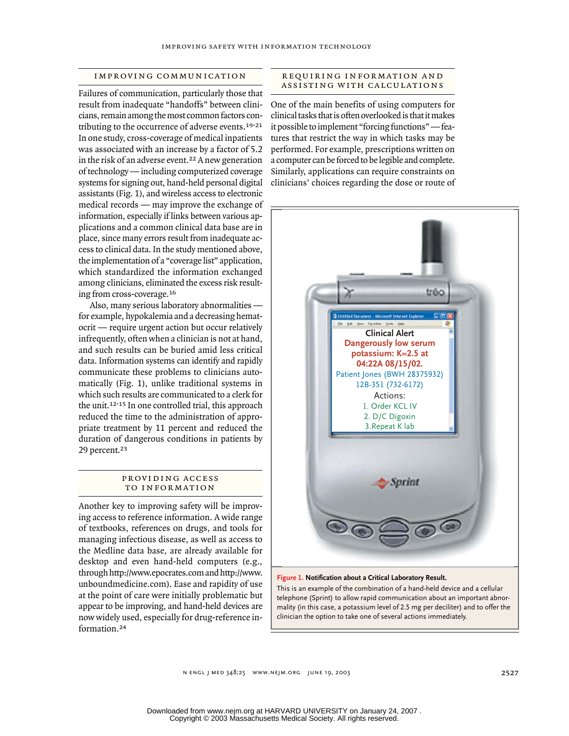## IMPROVING COMMUNICATION

Failures of communication, particularly those that result from inadequate "handoffs" between clinicians, remain among the most common factors contributing to the occurrence of adverse events.[19-21] In one study, cross-coverage of medical inpatients was associated with an increase by a factor of 5.2 in the risk of an adverse event.[22] A new generation of technology — including computerized coverage systems for signing out, hand-held personal digital assistants (Fig. 1), and wireless access to electronic medical records — may improve the exchange of information, especially if links between various applications and a common clinical data base are in place, since many errors result from inadequate access to clinical data. In the study mentioned above, the implementation of a "coverage list" application, which standardized the information exchanged among clinicians, eliminated the excess risk resulting from cross-coverage.[16]

Also, many serious laboratory abnormalities — for example, hypokalemia and a decreasing hematocrit — require urgent action but occur relatively infrequently, often when a clinician is not at hand, and such results can be buried amid less critical data. Information systems can identify and rapidly communicate these problems to clinicians automatically (Fig. 1), unlike traditional systems in which such results are communicated to a clerk for the unit.[12-15] In one controlled trial, this approach reduced the time to the administration of appropriate treatment by 11 percent and reduced the duration of dangerous conditions in patients by 29 percent.[23]

## PROVIDING ACCESS TO INFORMATION

Another key to improving safety will be improving access to reference information. A wide range of textbooks, references on drugs, and tools for managing infectious disease, as well as access to the Medline data base, are already available for desktop and even hand-held computers (e.g., through http://www.epocrates.com and http://www.unboundmedicine.com). Ease and rapidity of use at the point of care were initially problematic but appear to be improving, and hand-held devices are now widely used, especially for drug-reference information.[24]

## REQUIRING INFORMATION AND ASSISTING WITH CALCULATIONS

One of the main benefits of using computers for clinical tasks that is often overlooked is that it makes it possible to implement "forcing functions" — features that restrict the way in which tasks may be performed. For example, prescriptions written on a computer can be forced to be legible and complete. Similarly, applications can require constraints on clinicians' choices regarding the dose or route of

**Figure 1. Notification about a Critical Laboratory Result.**

This is an example of the combination of a hand-held device and a cellular telephone (Sprint) to allow rapid communication about an important abnormality (in this case, a potassium level of 2.5 mg per deciliter) and to offer the clinician the option to take one of several actions immediately.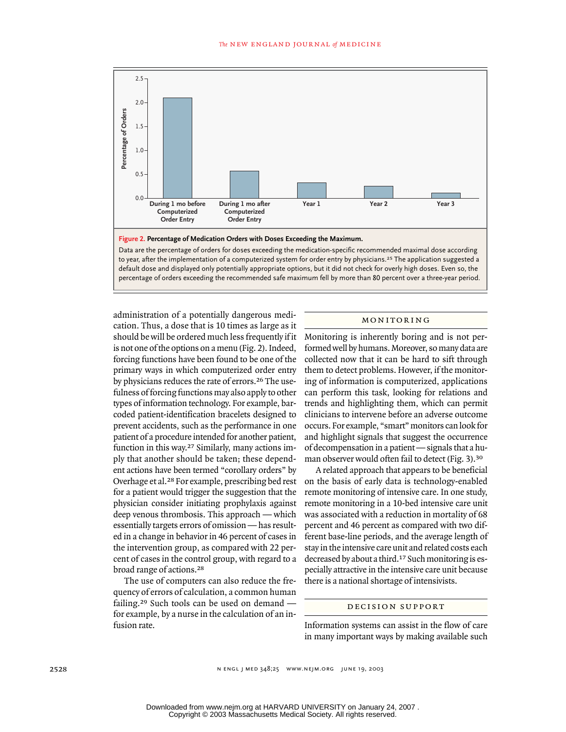**Figure 2. Percentage of Medication Orders with Doses Exceeding the Maximum.**

Data are the percentage of orders for doses exceeding the medication-specific recommended maximal dose according to year, after the implementation of a computerized system for order entry by physicians.[25] The application suggested a default dose and displayed only potentially appropriate options, but it did not check for overly high doses. Even so, the percentage of orders exceeding the recommended safe maximum fell by more than 80 percent over a three-year period.

administration of a potentially dangerous medication. Thus, a dose that is 10 times as large as it should be will be ordered much less frequently if it is not one of the options on a menu (Fig. 2). Indeed, forcing functions have been found to be one of the primary ways in which computerized order entry by physicians reduces the rate of errors.[26] The usefulness of forcing functions may also apply to other types of information technology. For example, bar-coded patient-identification bracelets designed to prevent accidents, such as the performance in one patient of a procedure intended for another patient, function in this way.[27] Similarly, many actions imply that another should be taken; these dependent actions have been termed "corollary orders" by Overhage et al.[28] For example, prescribing bed rest for a patient would trigger the suggestion that the physician consider initiating prophylaxis against deep venous thrombosis. This approach — which essentially targets errors of omission — has resulted in a change in behavior in 46 percent of cases in the intervention group, as compared with 22 percent of cases in the control group, with regard to a broad range of actions.[28]

The use of computers can also reduce the frequency of errors of calculation, a common human failing.[29] Such tools can be used on demand — for example, by a nurse in the calculation of an infusion rate.

## MONITORING

Monitoring is inherently boring and is not performed well by humans. Moreover, so many data are collected now that it can be hard to sift through them to detect problems. However, if the monitoring of information is computerized, applications can perform this task, looking for relations and trends and highlighting them, which can permit clinicians to intervene before an adverse outcome occurs. For example, "smart" monitors can look for and highlight signals that suggest the occurrence of decompensation in a patient — signals that a human observer would often fail to detect (Fig. 3).[30]

A related approach that appears to be beneficial on the basis of early data is technology-enabled remote monitoring of intensive care. In one study, remote monitoring in a 10-bed intensive care unit was associated with a reduction in mortality of 68 percent and 46 percent as compared with two different base-line periods, and the average length of stay in the intensive care unit and related costs each decreased by about a third.[17] Such monitoring is especially attractive in the intensive care unit because there is a national shortage of intensivists.

## DECISION SUPPORT

Information systems can assist in the flow of care in many important ways by making available such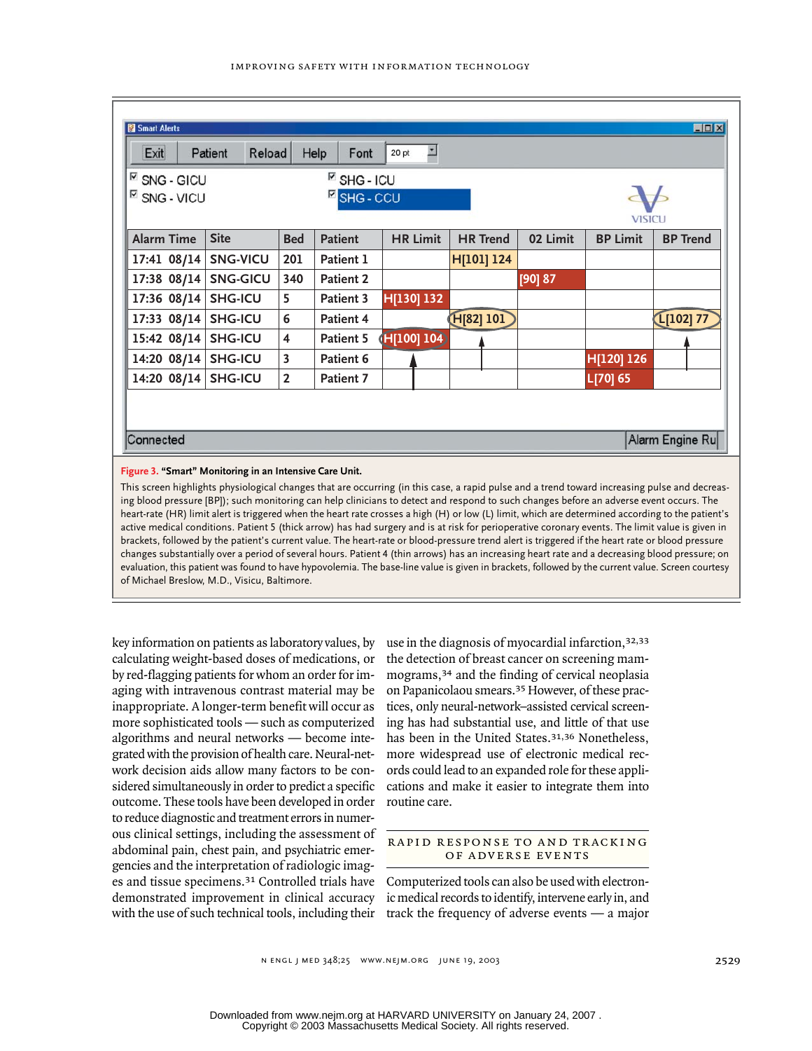| Alarm Time | Site | Bed | Patient | HR Limit | HR Trend | 02 Limit | BP Limit | BP Trend |
|---|---|---|---|---|---|---|---|---|
| 17:41 08/14 | SNG-VICU | 201 | Patient 1 | | H[101] 124 | | | |
| 17:38 08/14 | SNG-GICU | 340 | Patient 2 | | | [90] 87 | | |
| 17:36 08/14 | SHG-ICU | 5 | Patient 3 | H[130] 132 | | | | |
| 17:33 08/14 | SHG-ICU | 6 | Patient 4 | | H[82] 101 | | | L[102] 77 |
| 15:42 08/14 | SHG-ICU | 4 | Patient 5 | H[100] 104 | | | | |
| 14:20 08/14 | SHG-ICU | 3 | Patient 6 | | | | H[120] 126 | |
| 14:20 08/14 | SHG-ICU | 2 | Patient 7 | | | | L[70] 65 | |

**Figure 3. "Smart" Monitoring in an Intensive Care Unit.**

This screen highlights physiological changes that are occurring (in this case, a rapid pulse and a trend toward increasing pulse and decreasing blood pressure [BP]); such monitoring can help clinicians to detect and respond to such changes before an adverse event occurs. The heart-rate (HR) limit alert is triggered when the heart rate crosses a high (H) or low (L) limit, which are determined according to the patient's active medical conditions. Patient 5 (thick arrow) has had surgery and is at risk for perioperative coronary events. The limit value is given in brackets, followed by the patient's current value. The heart-rate or blood-pressure trend alert is triggered if the heart rate or blood pressure changes substantially over a period of several hours. Patient 4 (thin arrows) has an increasing heart rate and a decreasing blood pressure; on evaluation, this patient was found to have hypovolemia. The base-line value is given in brackets, followed by the current value. Screen courtesy of Michael Breslow, M.D., Visicu, Baltimore.

key information on patients as laboratory values, by calculating weight-based doses of medications, or by red-flagging patients for whom an order for imaging with intravenous contrast material may be inappropriate. A longer-term benefit will occur as more sophisticated tools — such as computerized algorithms and neural networks — become integrated with the provision of health care. Neural-network decision aids allow many factors to be considered simultaneously in order to predict a specific outcome. These tools have been developed in order to reduce diagnostic and treatment errors in numerous clinical settings, including the assessment of abdominal pain, chest pain, and psychiatric emergencies and the interpretation of radiologic images and tissue specimens.[31] Controlled trials have demonstrated improvement in clinical accuracy with the use of such technical tools, including their use in the diagnosis of myocardial infarction,[32,33] the detection of breast cancer on screening mammograms,[34] and the finding of cervical neoplasia on Papanicolaou smears.[35] However, of these practices, only neural-network–assisted cervical screening has had substantial use, and little of that use has been in the United States.[31,36] Nonetheless, more widespread use of electronic medical records could lead to an expanded role for these applications and make it easier to integrate them into routine care.

## RAPID RESPONSE TO AND TRACKING OF ADVERSE EVENTS

Computerized tools can also be used with electronic medical records to identify, intervene early in, and track the frequency of adverse events — a major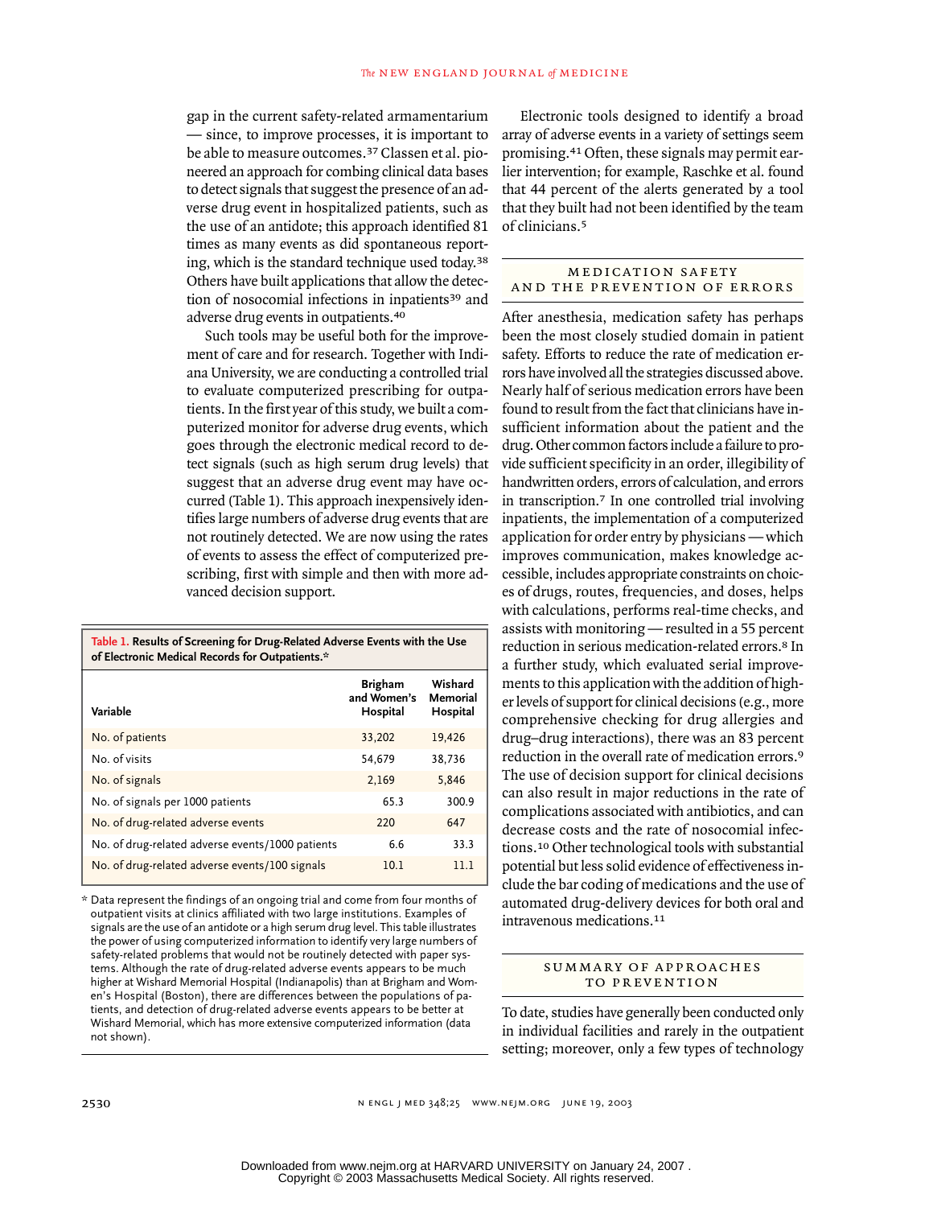gap in the current safety-related armamentarium — since, to improve processes, it is important to be able to measure outcomes.[37] Classen et al. pioneered an approach for combing clinical data bases to detect signals that suggest the presence of an adverse drug event in hospitalized patients, such as the use of an antidote; this approach identified 81 times as many events as did spontaneous reporting, which is the standard technique used today.[38] Others have built applications that allow the detection of nosocomial infections in inpatients[39] and adverse drug events in outpatients.[40]

Such tools may be useful both for the improvement of care and for research. Together with Indiana University, we are conducting a controlled trial to evaluate computerized prescribing for outpatients. In the first year of this study, we built a computerized monitor for adverse drug events, which goes through the electronic medical record to detect signals (such as high serum drug levels) that suggest that an adverse drug event may have occurred (Table 1). This approach inexpensively identifies large numbers of adverse drug events that are not routinely detected. We are now using the rates of events to assess the effect of computerized prescribing, first with simple and then with more advanced decision support.

**Table 1. Results of Screening for Drug-Related Adverse Events with the Use of Electronic Medical Records for Outpatients.***

| Variable | Brigham and Women's Hospital | Wishard Memorial Hospital |
|---|---|---|
| No. of patients | 33,202 | 19,426 |
| No. of visits | 54,679 | 38,736 |
| No. of signals | 2,169 | 5,846 |
| No. of signals per 1000 patients | 65.3 | 300.9 |
| No. of drug-related adverse events | 220 | 647 |
| No. of drug-related adverse events/1000 patients | 6.6 | 33.3 |
| No. of drug-related adverse events/100 signals | 10.1 | 11.1 |

\* Data represent the findings of an ongoing trial and come from four months of outpatient visits at clinics affiliated with two large institutions. Examples of signals are the use of an antidote or a high serum drug level. This table illustrates the power of using computerized information to identify very large numbers of safety-related problems that would not be routinely detected with paper systems. Although the rate of drug-related adverse events appears to be much higher at Wishard Memorial Hospital (Indianapolis) than at Brigham and Women's Hospital (Boston), there are differences between the populations of patients, and detection of drug-related adverse events appears to be better at Wishard Memorial, which has more extensive computerized information (data not shown).

Electronic tools designed to identify a broad array of adverse events in a variety of settings seem promising.[41] Often, these signals may permit earlier intervention; for example, Raschke et al. found that 44 percent of the alerts generated by a tool that they built had not been identified by the team of clinicians.[5]

## MEDICATION SAFETY AND THE PREVENTION OF ERRORS

After anesthesia, medication safety has perhaps been the most closely studied domain in patient safety. Efforts to reduce the rate of medication errors have involved all the strategies discussed above. Nearly half of serious medication errors have been found to result from the fact that clinicians have insufficient information about the patient and the drug. Other common factors include a failure to provide sufficient specificity in an order, illegibility of handwritten orders, errors of calculation, and errors in transcription.[7] In one controlled trial involving inpatients, the implementation of a computerized application for order entry by physicians — which improves communication, makes knowledge accessible, includes appropriate constraints on choices of drugs, routes, frequencies, and doses, helps with calculations, performs real-time checks, and assists with monitoring — resulted in a 55 percent reduction in serious medication-related errors.[8] In a further study, which evaluated serial improvements to this application with the addition of higher levels of support for clinical decisions (e.g., more comprehensive checking for drug allergies and drug–drug interactions), there was an 83 percent reduction in the overall rate of medication errors.[9] The use of decision support for clinical decisions can also result in major reductions in the rate of complications associated with antibiotics, and can decrease costs and the rate of nosocomial infections.[10] Other technological tools with substantial potential but less solid evidence of effectiveness include the bar coding of medications and the use of automated drug-delivery devices for both oral and intravenous medications.[11]

## SUMMARY OF APPROACHES TO PREVENTION

To date, studies have generally been conducted only in individual facilities and rarely in the outpatient setting; moreover, only a few types of technology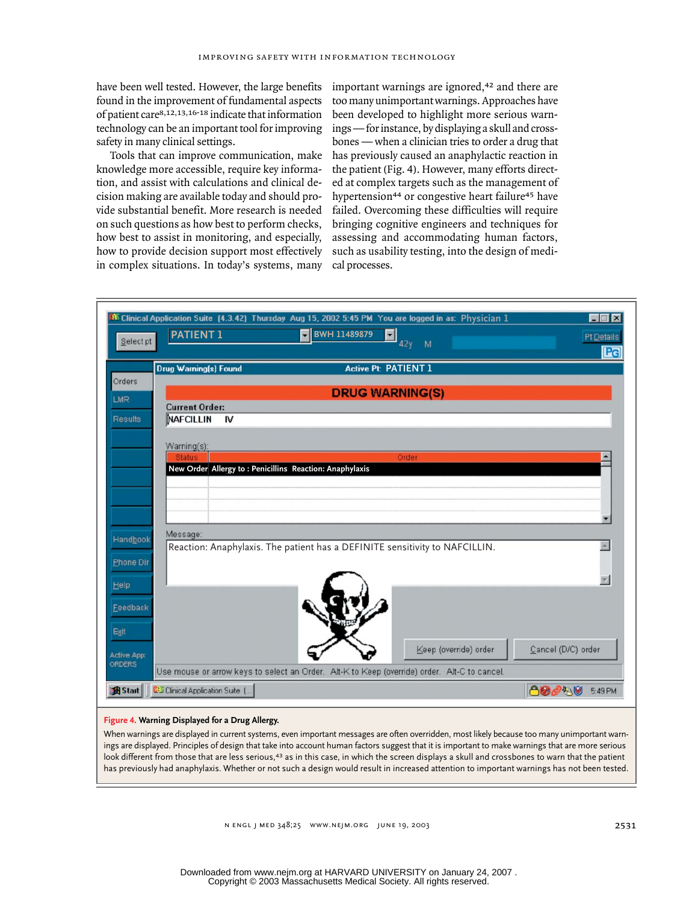have been well tested. However, the large benefits found in the improvement of fundamental aspects of patient care[8,12,13,16-18] indicate that information technology can be an important tool for improving safety in many clinical settings.

Tools that can improve communication, make knowledge more accessible, require key information, and assist with calculations and clinical decision making are available today and should provide substantial benefit. More research is needed on such questions as how best to perform checks, how best to assist in monitoring, and especially, how to provide decision support most effectively in complex situations. In today's systems, many important warnings are ignored,[42] and there are too many unimportant warnings. Approaches have been developed to highlight more serious warnings — for instance, by displaying a skull and crossbones — when a clinician tries to order a drug that has previously caused an anaphylactic reaction in the patient (Fig. 4). However, many efforts directed at complex targets such as the management of hypertension[44] or congestive heart failure[45] have failed. Overcoming these difficulties will require bringing cognitive engineers and techniques for assessing and accommodating human factors, such as usability testing, into the design of medical processes.

**Figure 4. Warning Displayed for a Drug Allergy.**

When warnings are displayed in current systems, even important messages are often overridden, most likely because too many unimportant warnings are displayed. Principles of design that take into account human factors suggest that it is important to make warnings that are more serious look different from those that are less serious,[43] as in this case, in which the screen displays a skull and crossbones to warn that the patient has previously had anaphylaxis. Whether or not such a design would result in increased attention to important warnings has not been tested.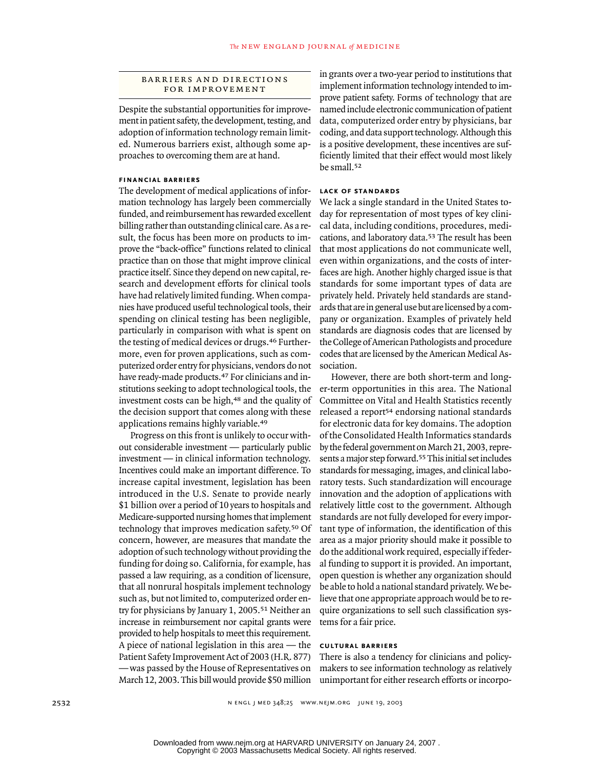## BARRIERS AND DIRECTIONS FOR IMPROVEMENT

Despite the substantial opportunities for improvement in patient safety, the development, testing, and adoption of information technology remain limited. Numerous barriers exist, although some approaches to overcoming them are at hand.

### FINANCIAL BARRIERS

The development of medical applications of information technology has largely been commercially funded, and reimbursement has rewarded excellent billing rather than outstanding clinical care. As a result, the focus has been more on products to improve the "back-office" functions related to clinical practice than on those that might improve clinical practice itself. Since they depend on new capital, research and development efforts for clinical tools have had relatively limited funding. When companies have produced useful technological tools, their spending on clinical testing has been negligible, particularly in comparison with what is spent on the testing of medical devices or drugs.[46] Furthermore, even for proven applications, such as computerized order entry for physicians, vendors do not have ready-made products.[47] For clinicians and institutions seeking to adopt technological tools, the investment costs can be high,[48] and the quality of the decision support that comes along with these applications remains highly variable.[49]

Progress on this front is unlikely to occur without considerable investment — particularly public investment — in clinical information technology. Incentives could make an important difference. To increase capital investment, legislation has been introduced in the U.S. Senate to provide nearly $1 billion over a period of 10 years to hospitals and Medicare-supported nursing homes that implement technology that improves medication safety.[50] Of concern, however, are measures that mandate the adoption of such technology without providing the funding for doing so. California, for example, has passed a law requiring, as a condition of licensure, that all nonrural hospitals implement technology such as, but not limited to, computerized order entry for physicians by January 1, 2005.[51] Neither an increase in reimbursement nor capital grants were provided to help hospitals to meet this requirement. A piece of national legislation in this area — the Patient Safety Improvement Act of 2003 (H.R. 877) — was passed by the House of Representatives on March 12, 2003. This bill would provide $50 million in grants over a two-year period to institutions that implement information technology intended to improve patient safety. Forms of technology that are named include electronic communication of patient data, computerized order entry by physicians, bar coding, and data support technology. Although this is a positive development, these incentives are sufficiently limited that their effect would most likely be small.[52]

### LACK OF STANDARDS

We lack a single standard in the United States today for representation of most types of key clinical data, including conditions, procedures, medications, and laboratory data.[53] The result has been that most applications do not communicate well, even within organizations, and the costs of interfaces are high. Another highly charged issue is that standards for some important types of data are privately held. Privately held standards are standards that are in general use but are licensed by a company or organization. Examples of privately held standards are diagnosis codes that are licensed by the College of American Pathologists and procedure codes that are licensed by the American Medical Association.

However, there are both short-term and longer-term opportunities in this area. The National Committee on Vital and Health Statistics recently released a report[54] endorsing national standards for electronic data for key domains. The adoption of the Consolidated Health Informatics standards by the federal government on March 21, 2003, represents a major step forward.[55] This initial set includes standards for messaging, images, and clinical laboratory tests. Such standardization will encourage innovation and the adoption of applications with relatively little cost to the government. Although standards are not fully developed for every important type of information, the identification of this area as a major priority should make it possible to do the additional work required, especially if federal funding to support it is provided. An important, open question is whether any organization should be able to hold a national standard privately. We believe that one appropriate approach would be to require organizations to sell such classification systems for a fair price.

### CULTURAL BARRIERS

There is also a tendency for clinicians and policymakers to see information technology as relatively unimportant for either research efforts or incorpo-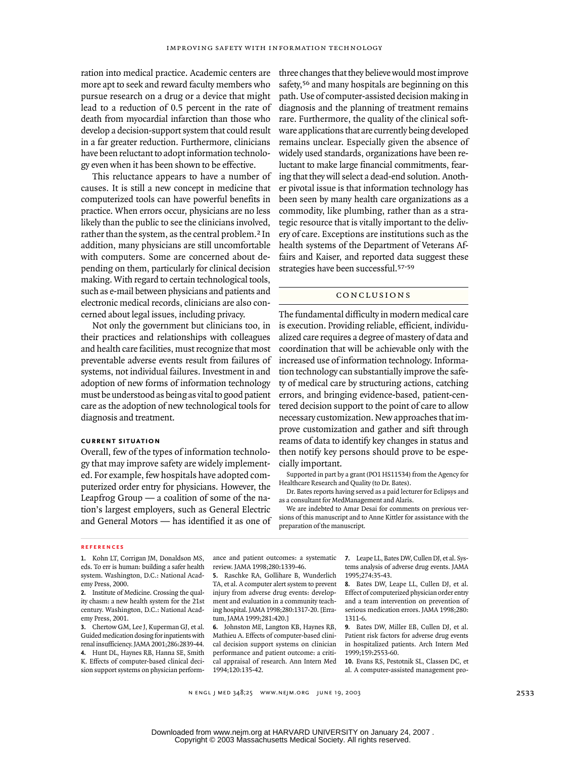ration into medical practice. Academic centers are more apt to seek and reward faculty members who pursue research on a drug or a device that might lead to a reduction of 0.5 percent in the rate of death from myocardial infarction than those who develop a decision-support system that could result in a far greater reduction. Furthermore, clinicians have been reluctant to adopt information technology even when it has been shown to be effective.

This reluctance appears to have a number of causes. It is still a new concept in medicine that computerized tools can have powerful benefits in practice. When errors occur, physicians are no less likely than the public to see the clinicians involved, rather than the system, as the central problem.[2] In addition, many physicians are still uncomfortable with computers. Some are concerned about depending on them, particularly for clinical decision making. With regard to certain technological tools, such as e-mail between physicians and patients and electronic medical records, clinicians are also concerned about legal issues, including privacy.

Not only the government but clinicians too, in their practices and relationships with colleagues and health care facilities, must recognize that most preventable adverse events result from failures of systems, not individual failures. Investment in and adoption of new forms of information technology must be understood as being as vital to good patient care as the adoption of new technological tools for diagnosis and treatment.

#### CURRENT SITUATION

Overall, few of the types of information technology that may improve safety are widely implemented. For example, few hospitals have adopted computerized order entry for physicians. However, the Leapfrog Group — a coalition of some of the nation's largest employers, such as General Electric and General Motors — has identified it as one of three changes that they believe would most improve safety,[56] and many hospitals are beginning on this path. Use of computer-assisted decision making in diagnosis and the planning of treatment remains rare. Furthermore, the quality of the clinical software applications that are currently being developed remains unclear. Especially given the absence of widely used standards, organizations have been reluctant to make large financial commitments, fearing that they will select a dead-end solution. Another pivotal issue is that information technology has been seen by many health care organizations as a commodity, like plumbing, rather than as a strategic resource that is vitally important to the delivery of care. Exceptions are institutions such as the health systems of the Department of Veterans Affairs and Kaiser, and reported data suggest these strategies have been successful.[57-59]

## CONCLUSIONS

The fundamental difficulty in modern medical care is execution. Providing reliable, efficient, individualized care requires a degree of mastery of data and coordination that will be achievable only with the increased use of information technology. Information technology can substantially improve the safety of medical care by structuring actions, catching errors, and bringing evidence-based, patient-centered decision support to the point of care to allow necessary customization. New approaches that improve customization and gather and sift through reams of data to identify key changes in status and then notify key persons should prove to be especially important.

Supported in part by a grant (PO1 HS11534) from the Agency for Healthcare Research and Quality (to Dr. Bates).

Dr. Bates reports having served as a paid lecturer for Eclipsys and as a consultant for MedManagement and Alaris.

We are indebted to Amar Desai for comments on previous versions of this manuscript and to Anne Kittler for assistance with the preparation of the manuscript.

#### REFERENCES

1. Kohn LT, Corrigan JM, Donaldson MS, eds. To err is human: building a safer health system. Washington, D.C.: National Academy Press, 2000.
2. Institute of Medicine. Crossing the quality chasm: a new health system for the 21st century. Washington, D.C.: National Academy Press, 2001.
3. Chertow GM, Lee J, Kuperman GJ, et al. Guided medication dosing for inpatients with renal insufficiency. JAMA 2001;286:2839-44.
4. Hunt DL, Haynes RB, Hanna SE, Smith K. Effects of computer-based clinical decision support systems on physician performance and patient outcomes: a systematic review. JAMA 1998;280:1339-46.
5. Raschke RA, Gollihare B, Wunderlich TA, et al. A computer alert system to prevent injury from adverse drug events: development and evaluation in a community teaching hospital. JAMA 1998;280:1317-20. [Erratum, JAMA 1999;281:420.]
6. Johnston ME, Langton KB, Haynes RB, Mathieu A. Effects of computer-based clinical decision support systems on clinician performance and patient outcome: a critical appraisal of research. Ann Intern Med 1994;120:135-42.
7. Leape LL, Bates DW, Cullen DJ, et al. Systems analysis of adverse drug events. JAMA 1995;274:35-43.
8. Bates DW, Leape LL, Cullen DJ, et al. Effect of computerized physician order entry and a team intervention on prevention of serious medication errors. JAMA 1998;280:1311-6.
9. Bates DW, Miller EB, Cullen DJ, et al. Patient risk factors for adverse drug events in hospitalized patients. Arch Intern Med 1999;159:2553-60.
10. Evans RS, Pestotnik SL, Classen DC, et al. A computer-assisted management pro-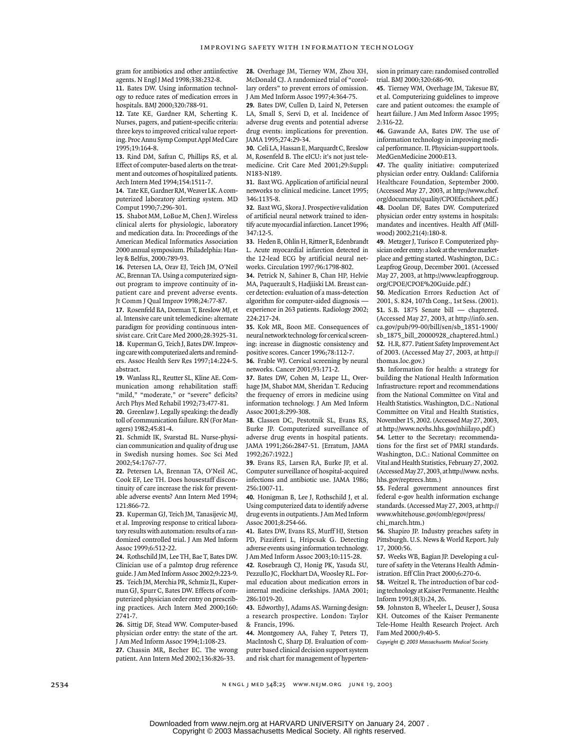gram for antibiotics and other antiinfective agents. N Engl J Med 1998;338:232-8.

**11.** Bates DW. Using information technology to reduce rates of medication errors in hospitals. BMJ 2000;320:788-91.

**12.** Tate KE, Gardner RM, Scherting K. Nurses, pagers, and patient-specific criteria: three keys to improved critical value reporting. Proc Annu Symp Comput Appl Med Care 1995;19:164-8.

**13.** Rind DM, Safran C, Phillips RS, et al. Effect of computer-based alerts on the treatment and outcomes of hospitalized patients. Arch Intern Med 1994;154:1511-7.

**14.** Tate KE, Gardner RM, Weaver LK. A computerized laboratory alerting system. MD Comput 1990;7:296-301.

**15.** Shabot MM, LoBue M, Chen J. Wireless clinical alerts for physiologic, laboratory and medication data. In: Proceedings of the American Medical Informatics Association 2000 annual symposium. Philadelphia: Hanley & Belfus, 2000:789-93.

**16.** Petersen LA, Orav EJ, Teich JM, O'Neil AC, Brennan TA. Using a computerized sign-out program to improve continuity of inpatient care and prevent adverse events. Jt Comm J Qual Improv 1998;24:77-87.

**17.** Rosenfeld BA, Dorman T, Breslow MJ, et al. Intensive care unit telemedicine: alternate paradigm for providing continuous intensivist care. Crit Care Med 2000;28:3925-31.

**18.** Kuperman G, Teich J, Bates DW. Improving care with computerized alerts and reminders. Assoc Health Serv Res 1997;14:224-5. abstract.

**19.** Wanlass RL, Reutter SL, Kline AE. Communication among rehabilitation staff: "mild," "moderate," or "severe" deficits? Arch Phys Med Rehabil 1992;73:477-81.

**20.** Greenlaw J. Legally speaking: the deadly toll of communication failure. RN (For Managers) 1982;45:81-4.

**21.** Schmidt IK, Svarstad BL. Nurse-physician communication and quality of drug use in Swedish nursing homes. Soc Sci Med 2002;54:1767-77.

**22.** Petersen LA, Brennan TA, O'Neil AC, Cook EF, Lee TH. Does housestaff discontinuity of care increase the risk for preventable adverse events? Ann Intern Med 1994; 121:866-72.

**23.** Kuperman GJ, Teich JM, Tanasijevic MJ, et al. Improving response to critical laboratory results with automation: results of a randomized controlled trial. J Am Med Inform Assoc 1999;6:512-22.

**24.** Rothschild JM, Lee TH, Bae T, Bates DW. Clinician use of a palmtop drug reference guide. J Am Med Inform Assoc 2002;9:223-9.

**25.** Teich JM, Merchia PR, Schmiz JL, Kuperman GJ, Spurr C, Bates DW. Effects of computerized physician order entry on prescribing practices. Arch Intern Med 2000;160: 2741-7.

**26.** Sittig DF, Stead WW. Computer-based physician order entry: the state of the art. J Am Med Inform Assoc 1994;1:108-23.

**27.** Chassin MR, Becher EC. The wrong patient. Ann Intern Med 2002;136:826-33.

**28.** Overhage JM, Tierney WM, Zhou XH, McDonald CJ. A randomized trial of "corollary orders" to prevent errors of omission. J Am Med Inform Assoc 1997;4:364-75.

**29.** Bates DW, Cullen D, Laird N, Petersen LA, Small S, Servi D, et al. Incidence of adverse drug events and potential adverse drug events: implications for prevention. JAMA 1995;274:29-34.

**30.** Celi LA, Hassan E, Marquardt C, Breslow M, Rosenfeld B. The eICU: it's not just telemedicine. Crit Care Med 2001;29:Suppl: N183-N189.

**31.** Baxt WG. Application of artificial neural networks to clinical medicine. Lancet 1995; 346:1135-8.

**32.** Baxt WG, Skora J. Prospective validation of artificial neural network trained to identify acute myocardial infarction. Lancet 1996; 347:12-5.

**33.** Heden B, Ohlin H, Rittner R, Edenbrandt L. Acute myocardial infarction detected in the 12-lead ECG by artificial neural networks. Circulation 1997;96:1798-802.

**34.** Petrick N, Sahiner B, Chan HP, Helvie MA, Paquerault S, Hadjiiski LM. Breast cancer detection: evaluation of a mass-detection algorithm for computer-aided diagnosis — experience in 263 patients. Radiology 2002; 224:217-24.

**35.** Kok MR, Boon ME. Consequences of neural network technology for cervical screening: increase in diagnostic consistency and positive scores. Cancer 1996;78:112-7.

**36.** Frable WJ. Cervical screening by neural networks. Cancer 2001;93:171-2.

**37.** Bates DW, Cohen M, Leape LL, Overhage JM, Shabot MM, Sheridan T. Reducing the frequency of errors in medicine using information technology. J Am Med Inform Assoc 2001;8:299-308.

**38.** Classen DC, Pestotnik SL, Evans RS, Burke JP. Computerized surveillance of adverse drug events in hospital patients. JAMA 1991;266:2847-51. [Erratum, JAMA 1992;267:1922.]

**39.** Evans RS, Larsen RA, Burke JP, et al. Computer surveillance of hospital-acquired infections and antibiotic use. JAMA 1986; 256:1007-11.

**40.** Honigman B, Lee J, Rothschild J, et al. Using computerized data to identify adverse drug events in outpatients. J Am Med Inform Assoc 2001;8:254-66.

**41.** Bates DW, Evans RS, Murff HJ, Stetson PD, Pizziferri L, Hripcsak G. Detecting adverse events using information technology. J Am Med Inform Assoc 2003;10:115-28.

**42.** Rosebraugh CJ, Honig PK, Yasuda SU, Pezzullo JC, Flockhart DA, Woosley RL. Formal education about medication errors in internal medicine clerkships. JAMA 2001; 286:1019-20.

**43.** Edworthy J, Adams AS. Warning design: a research prospective. London: Taylor & Francis, 1996.

**44.** Montgomery AA, Fahey T, Peters TJ, MacIntosh C, Sharp DJ. Evaluation of computer based clinical decision support system and risk chart for management of hypertension in primary care: randomised controlled trial. BMJ 2000;320:686-90.

**45.** Tierney WM, Overhage JM, Takesue BY, et al. Computerizing guidelines to improve care and patient outcomes: the example of heart failure. J Am Med Inform Assoc 1995; 2:316-22.

**46.** Gawande AA, Bates DW. The use of information technology in improving medical performance. II. Physician-support tools. MedGenMedicine 2000:E13.

**47.** The quality initiative: computerized physician order entry. Oakland: California Healthcare Foundation, September 2000. (Accessed May 27, 2003, at http://www.chcf.org/documents/quality/CPOEfactsheet.pdf.)

**48.** Doolan DF, Bates DW. Computerized physician order entry systems in hospitals: mandates and incentives. Health Aff (Millwood) 2002;21(4):180-8.

**49.** Metzger J, Turisco F. Computerized physician order entry: a look at the vendor marketplace and getting started. Washington, D.C.: Leapfrog Group, December 2001. (Accessed May 27, 2003, at http://www.leapfroggroup.org/CPOE/CPOE%20Guide.pdf.)

**50.** Medication Errors Reduction Act of 2001, S. 824, 107th Cong., 1st Sess. (2001).

**51.** S.B. 1875 Senate bill — chaptered. (Accessed May 27, 2003, at http://info.sen.ca.gov/pub/99-00/bill/sen/sb_1851-1900/sb_1875_bill_20000928_chaptered.html.)

**52.** H.R. 877. Patient Safety Improvement Act of 2003. (Accessed May 27, 2003, at http://thomas.loc.gov.)

**53.** Information for health: a strategy for building the National Health Information Infrastructure: report and recommendations from the National Committee on Vital and Health Statistics. Washington, D.C.: National Committee on Vital and Health Statistics, November 15, 2002. (Accessed May 27, 2003, at http://www.ncvhs.hhs.gov/nhiilayo.pdf.)

**54.** Letter to the Secretary: recommendations for the first set of PMRI standards. Washington, D.C.: National Committee on Vital and Health Statistics, February 27, 2002. (Accessed May 27, 2003, at http://www.ncvhs.hhs.gov/reptrecs.htm.)

**55.** Federal government announces first federal e-gov health information exchange standards. (Accessed May 27, 2003, at http://www.whitehouse.gov/omb/egov/press/chi_march.htm.)

**56.** Shapiro JP. Industry preaches safety in Pittsburgh. U.S. News & World Report. July 17, 2000:56.

**57.** Weeks WB, Bagian JP. Developing a culture of safety in the Veterans Health Administration. Eff Clin Pract 2000;6:270-6.

**58.** Weitzel R. The introduction of bar coding technology at Kaiser Permanente. Healthc Inform 1991;8(3):24, 26.

**59.** Johnston B, Wheeler L, Deuser J, Sousa KH. Outcomes of the Kaiser Permanente Tele-Home Health Research Project. Arch Fam Med 2000;9:40-5.

*Copyright © 2003 Massachusetts Medical Society.*